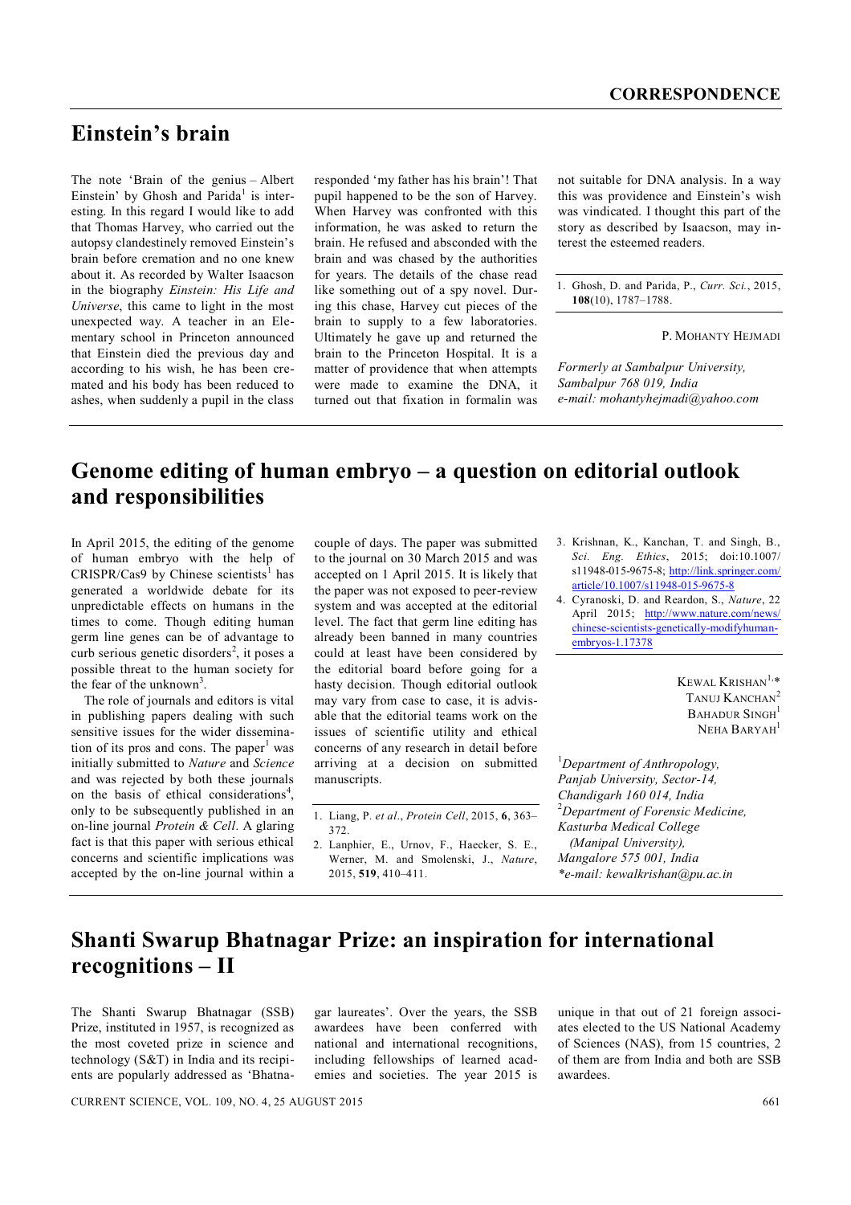# Einstein's brain

The note 'Brain of the genius – Albert Einstein' by Ghosh and Parida[1] is interesting. In this regard I would like to add that Thomas Harvey, who carried out the autopsy clandestinely removed Einstein's brain before cremation and no one knew about it. As recorded by Walter Isaacson in the biography *Einstein: His Life and Universe*, this came to light in the most unexpected way. A teacher in an Elementary school in Princeton announced that Einstein died the previous day and according to his wish, he has been cremated and his body has been reduced to ashes, when suddenly a pupil in the class responded 'my father has his brain'! That pupil happened to be the son of Harvey. When Harvey was confronted with this information, he was asked to return the brain. He refused and absconded with the brain and was chased by the authorities for years. The details of the chase read like something out of a spy novel. During this chase, Harvey cut pieces of the brain to supply to a few laboratories. Ultimately he gave up and returned the brain to the Princeton Hospital. It is a matter of providence that when attempts were made to examine the DNA, it turned out that fixation in formalin was not suitable for DNA analysis. In a way this was providence and Einstein's wish was vindicated. I thought this part of the story as described by Isaacson, may interest the esteemed readers.

1. Ghosh, D. and Parida, P., *Curr. Sci.*, 2015, **108**(10), 1787–1788.

P. MOHANTY HEJMADI

*Formerly at Sambalpur University, Sambalpur 768 019, India*
*e-mail: mohantyhejmadi@yahoo.com*

# Genome editing of human embryo – a question on editorial outlook and responsibilities

In April 2015, the editing of the genome of human embryo with the help of CRISPR/Cas9 by Chinese scientists[1] has generated a worldwide debate for its unpredictable effects on humans in the times to come. Though editing human germ line genes can be of advantage to curb serious genetic disorders[2], it poses a possible threat to the human society for the fear of the unknown[3].

The role of journals and editors is vital in publishing papers dealing with such sensitive issues for the wider dissemination of its pros and cons. The paper[1] was initially submitted to *Nature* and *Science* and was rejected by both these journals on the basis of ethical considerations[4], only to be subsequently published in an on-line journal *Protein & Cell*. A glaring fact is that this paper with serious ethical concerns and scientific implications was accepted by the on-line journal within a couple of days. The paper was submitted to the journal on 30 March 2015 and was accepted on 1 April 2015. It is likely that the paper was not exposed to peer-review system and was accepted at the editorial level. The fact that germ line editing has already been banned in many countries could at least have been considered by the editorial board before going for a hasty decision. Though editorial outlook may vary from case to case, it is advisable that the editorial teams work on the issues of scientific utility and ethical concerns of any research in detail before arriving at a decision on submitted manuscripts.

1. Liang, P. *et al.*, *Protein Cell*, 2015, **6**, 363–372.
2. Lanphier, E., Urnov, F., Haecker, S. E., Werner, M. and Smolenski, J., *Nature*, 2015, **519**, 410–411.
3. Krishnan, K., Kanchan, T. and Singh, B., *Sci. Eng. Ethics*, 2015; doi:10.1007/s11948-015-9675-8; http://link.springer.com/article/10.1007/s11948-015-9675-8
4. Cyranoski, D. and Reardon, S., *Nature*, 22 April 2015; http://www.nature.com/news/chinese-scientists-genetically-modifyhuman-embryos-1.17378

KEWAL KRISHAN[1,*]
TANUJ KANCHAN[2]
BAHADUR SINGH[1]
NEHA BARYAH[1]

[1]*Department of Anthropology, Panjab University, Sector-14, Chandigarh 160 014, India*
[2]*Department of Forensic Medicine, Kasturba Medical College (Manipal University), Mangalore 575 001, India*
*\*e-mail: kewalkrishan@pu.ac.in*

# Shanti Swarup Bhatnagar Prize: an inspiration for international recognitions – II

The Shanti Swarup Bhatnagar (SSB) Prize, instituted in 1957, is recognized as the most coveted prize in science and technology (S&T) in India and its recipients are popularly addressed as 'Bhatnagar laureates'. Over the years, the SSB awardees have been conferred with national and international recognitions, including fellowships of learned academies and societies. The year 2015 is unique in that out of 21 foreign associates elected to the US National Academy of Sciences (NAS), from 15 countries, 2 of them are from India and both are SSB awardees.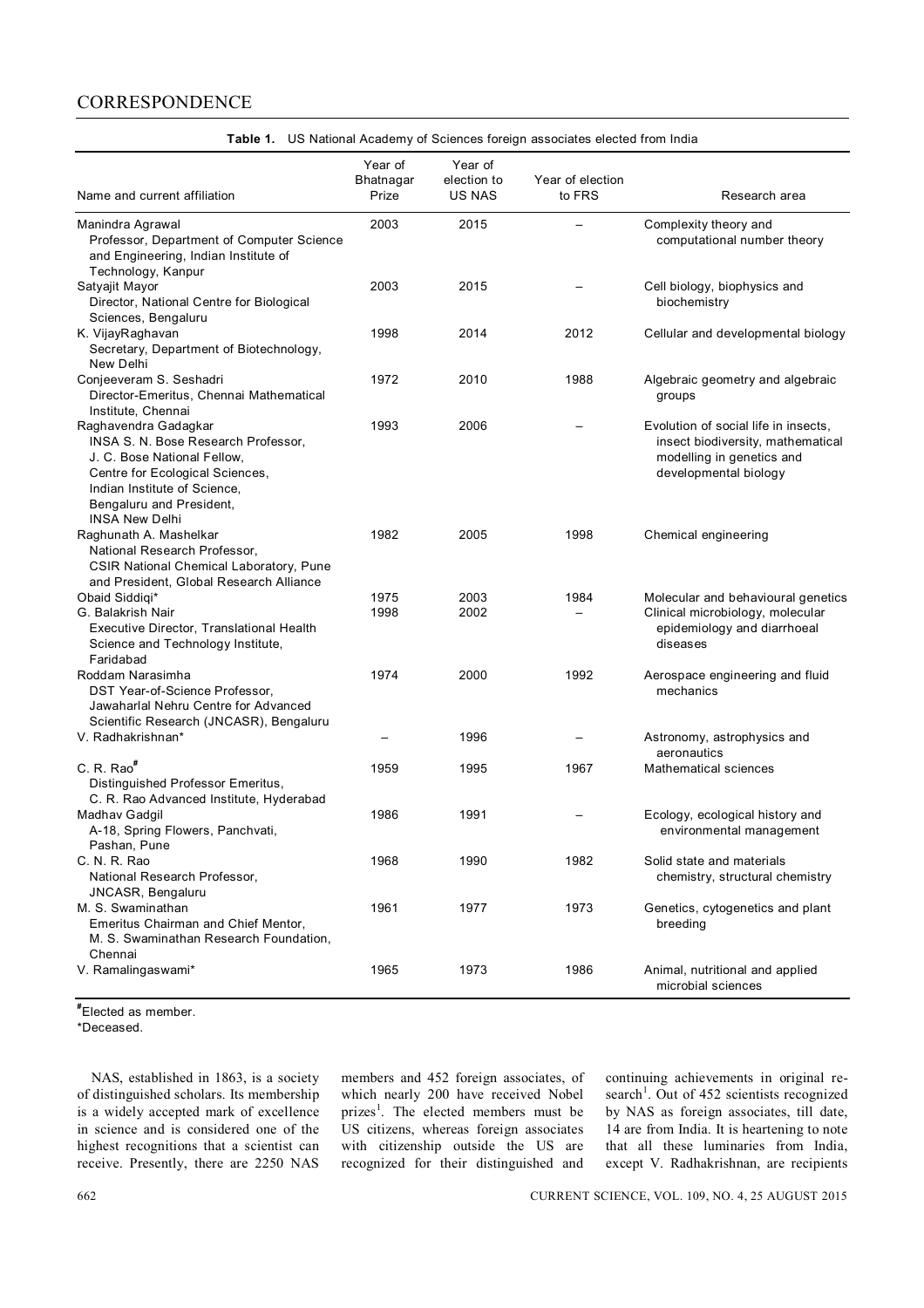**Table 1.** US National Academy of Sciences foreign associates elected from India

| Name and current affiliation | Year of Bhatnagar Prize | Year of election to US NAS | Year of election to FRS | Research area |
|---|---|---|---|---|
| Manindra Agrawal<br>Professor, Department of Computer Science and Engineering, Indian Institute of Technology, Kanpur | 2003 | 2015 | – | Complexity theory and computational number theory |
| Satyajit Mayor<br>Director, National Centre for Biological Sciences, Bengaluru | 2003 | 2015 | – | Cell biology, biophysics and biochemistry |
| K. VijayRaghavan<br>Secretary, Department of Biotechnology, New Delhi | 1998 | 2014 | 2012 | Cellular and developmental biology |
| Conjeeveram S. Seshadri<br>Director-Emeritus, Chennai Mathematical Institute, Chennai | 1972 | 2010 | 1988 | Algebraic geometry and algebraic groups |
| Raghavendra Gadagkar<br>INSA S. N. Bose Research Professor, J. C. Bose National Fellow, Centre for Ecological Sciences, Indian Institute of Science, Bengaluru and President, INSA New Delhi | 1993 | 2006 | – | Evolution of social life in insects, insect biodiversity, mathematical modelling in genetics and developmental biology |
| Raghunath A. Mashelkar<br>National Research Professor, CSIR National Chemical Laboratory, Pune and President, Global Research Alliance | 1982 | 2005 | 1998 | Chemical engineering |
| Obaid Siddiqi* | 1975 | 2003 | 1984 | Molecular and behavioural genetics |
| G. Balakrish Nair<br>Executive Director, Translational Health Science and Technology Institute, Faridabad | 1998 | 2002 | – | Clinical microbiology, molecular epidemiology and diarrhoeal diseases |
| Roddam Narasimha<br>DST Year-of-Science Professor, Jawaharlal Nehru Centre for Advanced Scientific Research (JNCASR), Bengaluru | 1974 | 2000 | 1992 | Aerospace engineering and fluid mechanics |
| V. Radhakrishnan* | – | 1996 | – | Astronomy, astrophysics and aeronautics |
| C. R. Rao[#]<br>Distinguished Professor Emeritus, C. R. Rao Advanced Institute, Hyderabad | 1959 | 1995 | 1967 | Mathematical sciences |
| Madhav Gadgil<br>A-18, Spring Flowers, Panchvati, Pashan, Pune | 1986 | 1991 | – | Ecology, ecological history and environmental management |
| C. N. R. Rao<br>National Research Professor, JNCASR, Bengaluru | 1968 | 1990 | 1982 | Solid state and materials chemistry, structural chemistry |
| M. S. Swaminathan<br>Emeritus Chairman and Chief Mentor, M. S. Swaminathan Research Foundation, Chennai | 1961 | 1977 | 1973 | Genetics, cytogenetics and plant breeding |
| V. Ramalingaswami* | 1965 | 1973 | 1986 | Animal, nutritional and applied microbial sciences |

[#]Elected as member.
*Deceased.

NAS, established in 1863, is a society of distinguished scholars. Its membership is a widely accepted mark of excellence in science and is considered one of the highest recognitions that a scientist can receive. Presently, there are 2250 NAS members and 452 foreign associates, of which nearly 200 have received Nobel prizes[1]. The elected members must be US citizens, whereas foreign associates with citizenship outside the US are recognized for their distinguished and continuing achievements in original research[1]. Out of 452 scientists recognized by NAS as foreign associates, till date, 14 are from India. It is heartening to note that all these luminaries from India, except V. Radhakrishnan, are recipients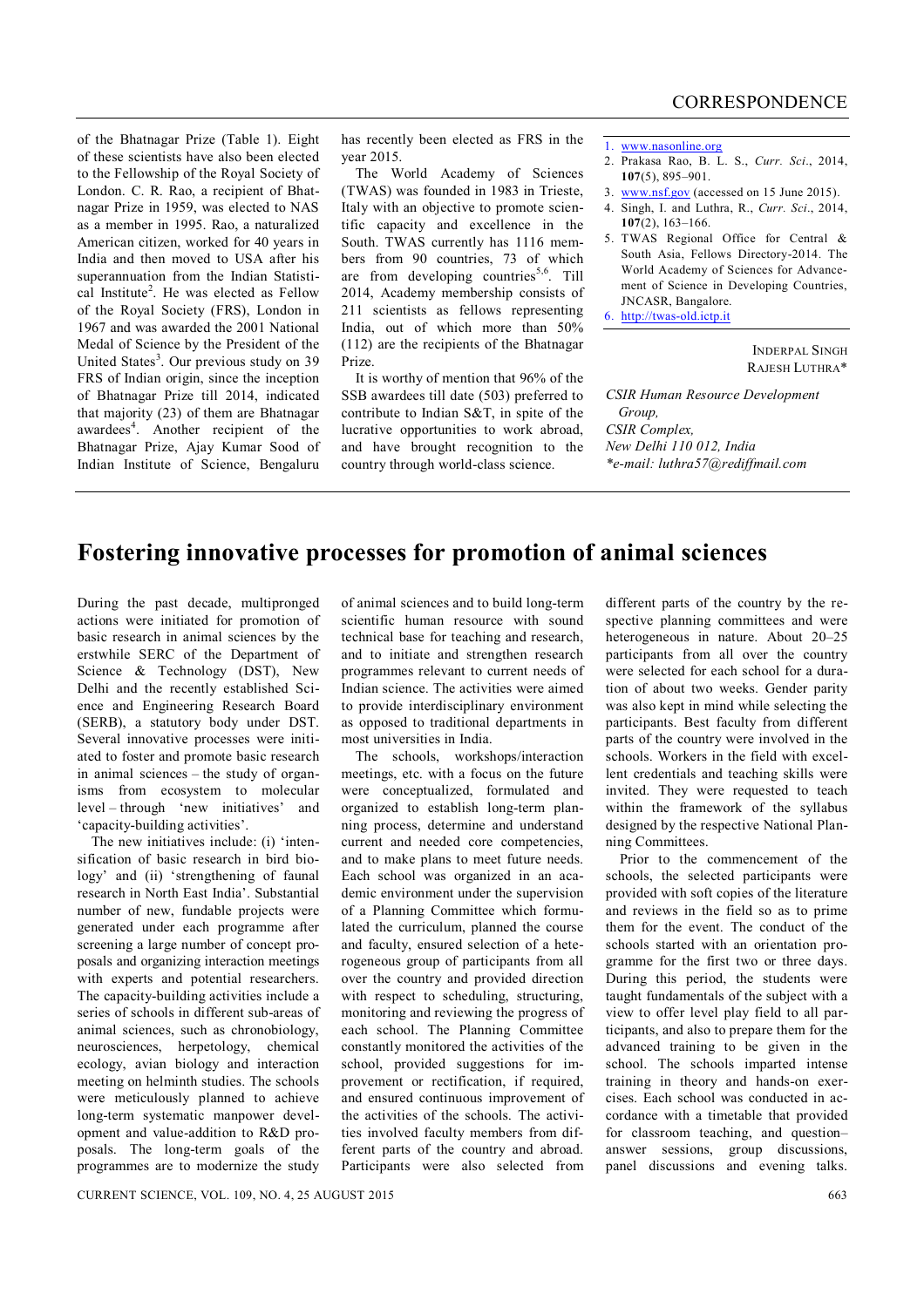of the Bhatnagar Prize (Table 1). Eight of these scientists have also been elected to the Fellowship of the Royal Society of London. C. R. Rao, a recipient of Bhatnagar Prize in 1959, was elected to NAS as a member in 1995. Rao, a naturalized American citizen, worked for 40 years in India and then moved to USA after his superannuation from the Indian Statistical Institute[2]. He was elected as Fellow of the Royal Society (FRS), London in 1967 and was awarded the 2001 National Medal of Science by the President of the United States[3]. Our previous study on 39 FRS of Indian origin, since the inception of Bhatnagar Prize till 2014, indicated that majority (23) of them are Bhatnagar awardees[4]. Another recipient of the Bhatnagar Prize, Ajay Kumar Sood of Indian Institute of Science, Bengaluru has recently been elected as FRS in the year 2015.

The World Academy of Sciences (TWAS) was founded in 1983 in Trieste, Italy with an objective to promote scientific capacity and excellence in the South. TWAS currently has 1116 members from 90 countries, 73 of which are from developing countries[5,6]. Till 2014, Academy membership consists of 211 scientists as fellows representing India, out of which more than 50% (112) are the recipients of the Bhatnagar Prize.

It is worthy of mention that 96% of the SSB awardees till date (503) preferred to contribute to Indian S&T, in spite of the lucrative opportunities to work abroad, and have brought recognition to the country through world-class science.

1. www.nasonline.org
2. Prakasa Rao, B. L. S., *Curr. Sci.*, 2014, **107**(5), 895–901.
3. www.nsf.gov (accessed on 15 June 2015).
4. Singh, I. and Luthra, R., *Curr. Sci.*, 2014, **107**(2), 163–166.
5. TWAS Regional Office for Central & South Asia, Fellows Directory-2014. The World Academy of Sciences for Advancement of Science in Developing Countries, JNCASR, Bangalore.
6. http://twas-old.ictp.it

INDERPAL SINGH
RAJESH LUTHRA*

*CSIR Human Resource Development Group,*
*CSIR Complex,*
*New Delhi 110 012, India*
**e-mail: luthra57@rediffmail.com*

# Fostering innovative processes for promotion of animal sciences

During the past decade, multipronged actions were initiated for promotion of basic research in animal sciences by the erstwhile SERC of the Department of Science & Technology (DST), New Delhi and the recently established Science and Engineering Research Board (SERB), a statutory body under DST. Several innovative processes were initiated to foster and promote basic research in animal sciences – the study of organisms from ecosystem to molecular level – through 'new initiatives' and 'capacity-building activities'.

The new initiatives include: (i) 'intensification of basic research in bird biology' and (ii) 'strengthening of faunal research in North East India'. Substantial number of new, fundable projects were generated under each programme after screening a large number of concept proposals and organizing interaction meetings with experts and potential researchers. The capacity-building activities include a series of schools in different sub-areas of animal sciences, such as chronobiology, neurosciences, herpetology, chemical ecology, avian biology and interaction meeting on helminth studies. The schools were meticulously planned to achieve long-term systematic manpower development and value-addition to R&D proposals. The long-term goals of the programmes are to modernize the study of animal sciences and to build long-term scientific human resource with sound technical base for teaching and research, and to initiate and strengthen research programmes relevant to current needs of Indian science. The activities were aimed to provide interdisciplinary environment as opposed to traditional departments in most universities in India.

The schools, workshops/interaction meetings, etc. with a focus on the future were conceptualized, formulated and organized to establish long-term planning process, determine and understand current and needed core competencies, and to make plans to meet future needs. Each school was organized in an academic environment under the supervision of a Planning Committee which formulated the curriculum, planned the course and faculty, ensured selection of a heterogeneous group of participants from all over the country and provided direction with respect to scheduling, structuring, monitoring and reviewing the progress of each school. The Planning Committee constantly monitored the activities of the school, provided suggestions for improvement or rectification, if required, and ensured continuous improvement of the activities of the schools. The activities involved faculty members from different parts of the country and abroad. Participants were also selected from different parts of the country by the respective planning committees and were heterogeneous in nature. About 20–25 participants from all over the country were selected for each school for a duration of about two weeks. Gender parity was also kept in mind while selecting the participants. Best faculty from different parts of the country were involved in the schools. Workers in the field with excellent credentials and teaching skills were invited. They were requested to teach within the framework of the syllabus designed by the respective National Planning Committees.

Prior to the commencement of the schools, the selected participants were provided with soft copies of the literature and reviews in the field so as to prime them for the event. The conduct of the schools started with an orientation programme for the first two or three days. During this period, the students were taught fundamentals of the subject with a view to offer level play field to all participants, and also to prepare them for the advanced training to be given in the school. The schools imparted intense training in theory and hands-on exercises. Each school was conducted in accordance with a timetable that provided for classroom teaching, and question–answer sessions, group discussions, panel discussions and evening talks.